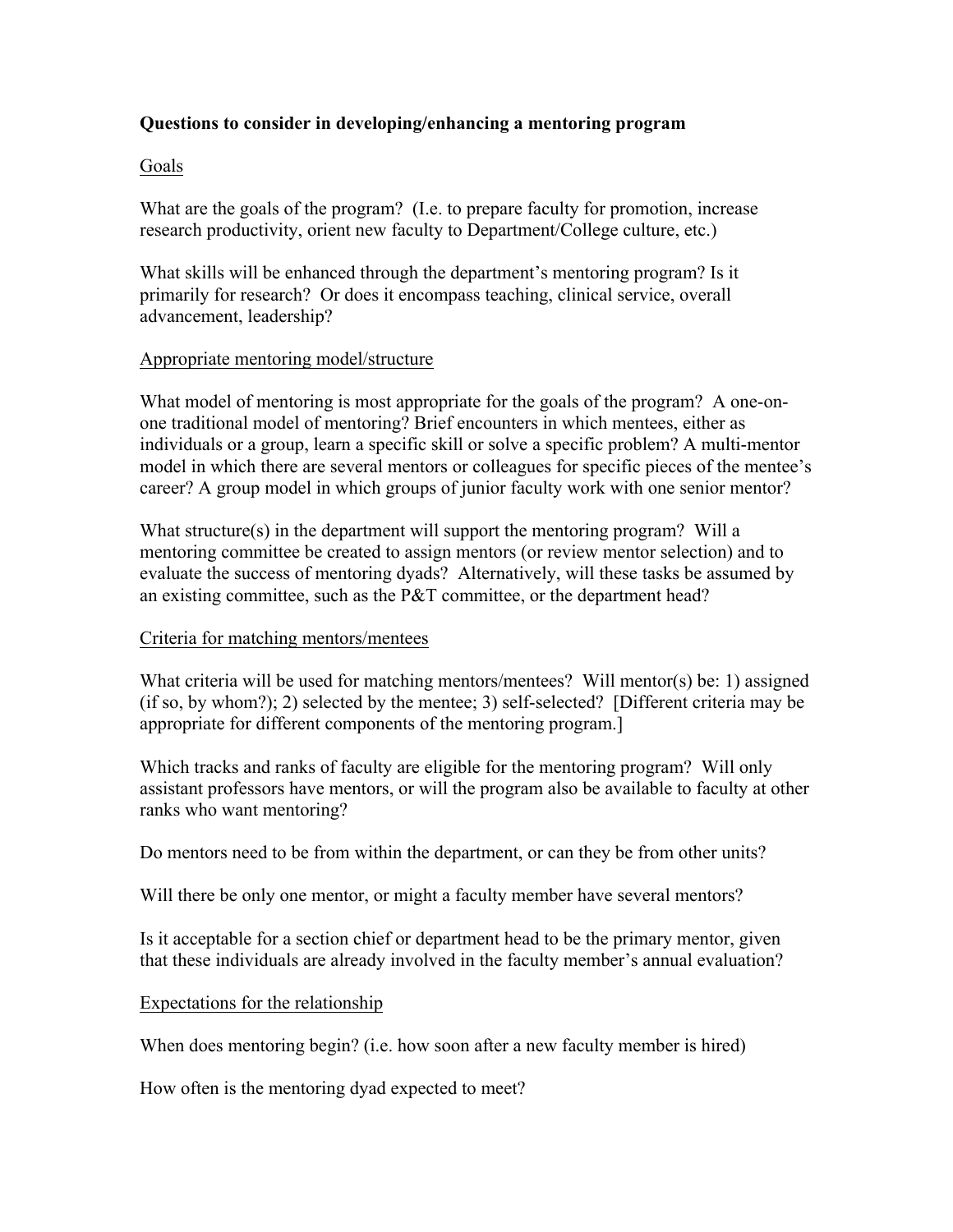**Questions to consider in developing/enhancing a mentoring program**

Goals

What are the goals of the program? (I.e. to prepare faculty for promotion, increase research productivity, orient new faculty to Department/College culture, etc.)

What skills will be enhanced through the department's mentoring program? Is it primarily for research? Or does it encompass teaching, clinical service, overall advancement, leadership?

Appropriate mentoring model/structure

What model of mentoring is most appropriate for the goals of the program? A one-on-one traditional model of mentoring? Brief encounters in which mentees, either as individuals or a group, learn a specific skill or solve a specific problem? A multi-mentor model in which there are several mentors or colleagues for specific pieces of the mentee's career? A group model in which groups of junior faculty work with one senior mentor?

What structure(s) in the department will support the mentoring program? Will a mentoring committee be created to assign mentors (or review mentor selection) and to evaluate the success of mentoring dyads? Alternatively, will these tasks be assumed by an existing committee, such as the P&T committee, or the department head?

Criteria for matching mentors/mentees

What criteria will be used for matching mentors/mentees? Will mentor(s) be: 1) assigned (if so, by whom?); 2) selected by the mentee; 3) self-selected? [Different criteria may be appropriate for different components of the mentoring program.]

Which tracks and ranks of faculty are eligible for the mentoring program? Will only assistant professors have mentors, or will the program also be available to faculty at other ranks who want mentoring?

Do mentors need to be from within the department, or can they be from other units?

Will there be only one mentor, or might a faculty member have several mentors?

Is it acceptable for a section chief or department head to be the primary mentor, given that these individuals are already involved in the faculty member's annual evaluation?

Expectations for the relationship

When does mentoring begin? (i.e. how soon after a new faculty member is hired)

How often is the mentoring dyad expected to meet?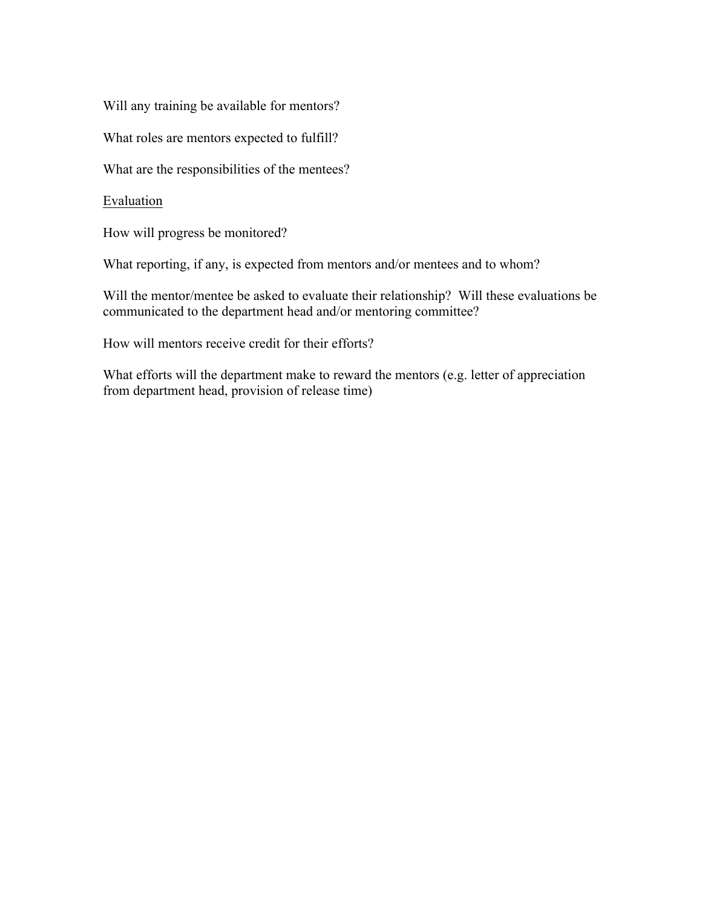Will any training be available for mentors?

What roles are mentors expected to fulfill?

What are the responsibilities of the mentees?

<u>Evaluation</u>

How will progress be monitored?

What reporting, if any, is expected from mentors and/or mentees and to whom?

Will the mentor/mentee be asked to evaluate their relationship?  Will these evaluations be communicated to the department head and/or mentoring committee?

How will mentors receive credit for their efforts?

What efforts will the department make to reward the mentors (e.g. letter of appreciation from department head, provision of release time)